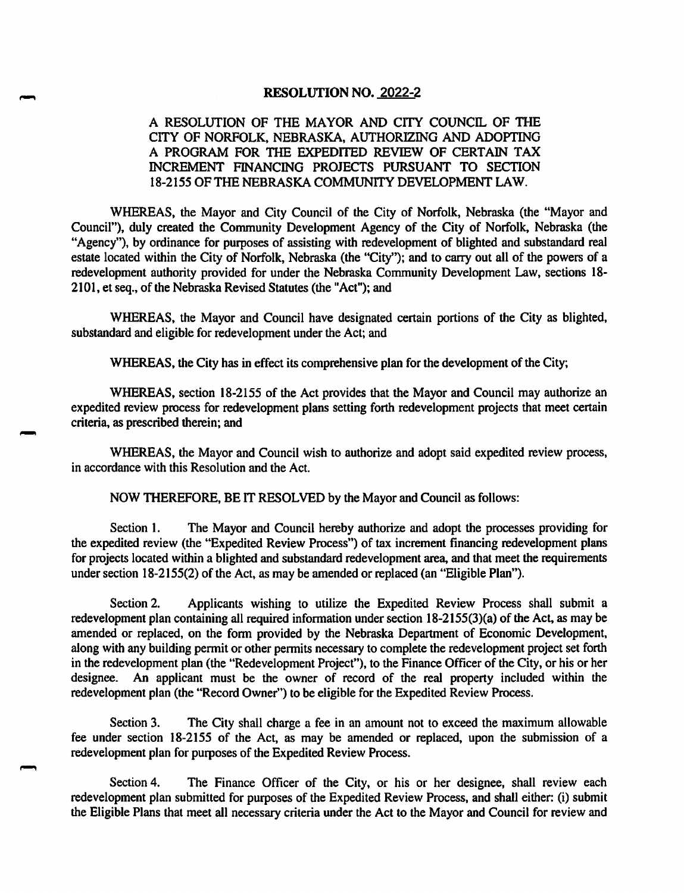# RESOLUTION NO. 2022-2

A RESOLUTION OF THE MAYOR AND CITY COUNCIL OF THE CITY OF NORFOLK, NEBRASKA, AUTHORIZING AND ADOPTING A PROGRAM FOR THE EXPEDITED REVIEW OF CERTAIN TAX INCREMENT FINANCING PROJECTS PURSUANT TO SECTION 18-2155 OF THE NEBRASKA COMMUNITY DEVELOPMENT LAW.

WHEREAS, the Mayor and City Council of the City of Norfolk, Nebraska (the "Mayor and Council"), duly created the Community Development Agency of the City of Norfolk, Nebraska (the "Agency"), by ordinance for purposes of assisting with redevelopment of blighted and substandard real estate located within the City of Norfolk, Nebraska (the "City"); and to carry out all of the powers of a redevelopment authority provided for under the Nebraska Community Development Law, sections 18-2101, et seq., of the Nebraska Revised Statutes (the "Act"); and

WHEREAS, the Mayor and Council have designated certain portions of the City as blighted, substandard and eligible for redevelopment under the Act; and

WHEREAS, the City has in effect its comprehensive plan for the development of the City;

WHEREAS, section 18-2155 of the Act provides that the Mayor and Council may authorize an expedited review process for redevelopment plans setting forth redevelopment projects that meet certain criteria, as prescribed therein; and

WHEREAS, the Mayor and Council wish to authorize and adopt said expedited review process, in accordance with this Resolution and the Act.

NOW THEREFORE, BE IT RESOLVED by the Mayor and Council as follows:

Section 1. The Mayor and Council hereby authorize and adopt the processes providing for the expedited review (the "Expedited Review Process") of tax increment financing redevelopment plans for projects located within a blighted and substandard redevelopment area, and that meet the requirements under section 18-2155(2) of the Act, as may be amended or replaced (an "Eligible Plan").

Section 2. Applicants wishing to utilize the Expedited Review Process shall submit a redevelopment plan containing all required information under section 18-2155(3)(a) of the Act, as may be amended or replaced, on the form provided by the Nebraska Department of Economic Development, along with any building permit or other permits necessary to complete the redevelopment project set forth in the redevelopment plan (the "Redevelopment Project"), to the Finance Officer of the City, or his or her designee. An applicant must be the owner of record of the real property included within the redevelopment plan (the "Record Owner") to be eligible for the Expedited Review Process.

Section 3. The City shall charge a fee in an amount not to exceed the maximum allowable fee under section 18-2155 of the Act, as may be amended or replaced, upon the submission of a redevelopment plan for purposes of the Expedited Review Process.

Section 4. The Finance Officer of the City, or his or her designee, shall review each redevelopment plan submitted for purposes of the Expedited Review Process, and shall either: (i) submit the Eligible Plans that meet all necessary criteria under the Act to the Mayor and Council for review and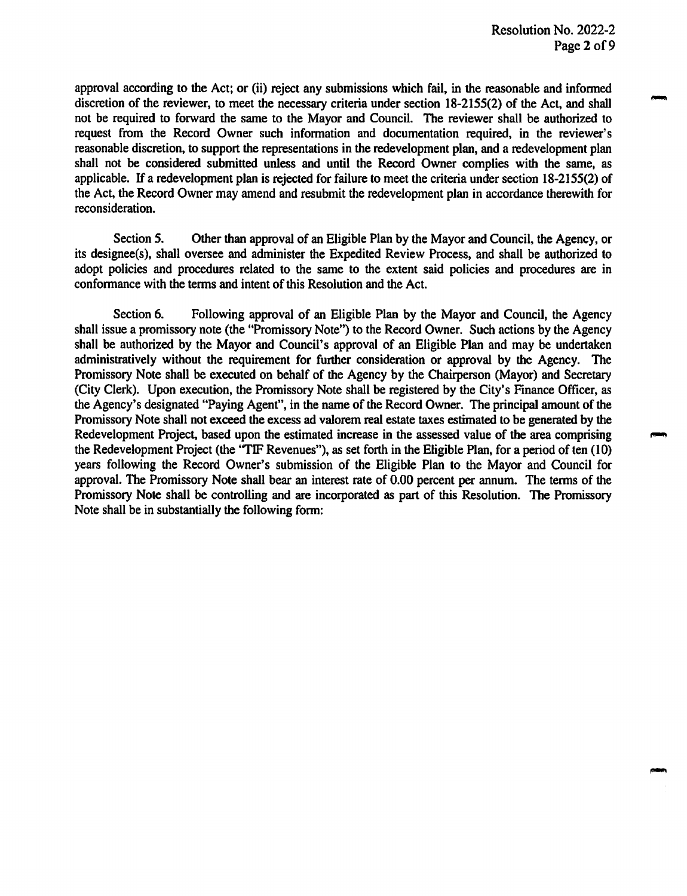approval according to the Act; or (ii) reject any submissions which fail, in the reasonable and informed discretion of the reviewer, to meet the necessary criteria under section 18-2155(2) of the Act, and shall not be required to forward the same to the Mayor and Council. The reviewer shall be authorized to request from the Record Owner such information and documentation required, in the reviewer's reasonable discretion, to support the representations in the redevelopment plan, and a redevelopment plan shall not be considered submitted unless and until the Record Owner complies with the same, as applicable. If a redevelopment plan is rejected for failure to meet the criteria under section 18-2155(2) of the Act, the Record Owner may amend and resubmit the redevelopment plan in accordance therewith for reconsideration.

Section 5. Other than approval of an Eligible Plan by the Mayor and Council, the Agency, or its designee(s), shall oversee and administer the Expedited Review Process, and shall be authorized to adopt policies and procedures related to the same to the extent said policies and procedures are in conformance with the terms and intent of this Resolution and the Act.

Section 6. Following approval of an Eligible Plan by the Mayor and Council, the Agency shall issue a promissory note (the "Promissory Note") to the Record Owner. Such actions by the Agency shall be authorized by the Mayor and Council's approval of an Eligible Plan and may be undertaken administratively without the requirement for further consideration or approval by the Agency. The Promissory Note shall be executed on behalf of the Agency by the Chairperson (Mayor) and Secretary (City Clerk). Upon execution, the Promissory Note shall be registered by the City's Finance Officer, as the Agency's designated "Paying Agent", in the name of the Record Owner. The principal amount of the Promissory Note shall not exceed the excess ad valorem real estate taxes estimated to be generated by the Redevelopment Project, based upon the estimated increase in the assessed value of the area comprising the Redevelopment Project (the "TIF Revenues"), as set forth in the Eligible Plan, for a period of ten (10) years following the Record Owner's submission of the Eligible Plan to the Mayor and Council for approval. The Promissory Note shall bear an interest rate of 0.00 percent per annum. The terms of the Promissory Note shall be controlling and are incorporated as part of this Resolution. The Promissory Note shall be in substantially the following form: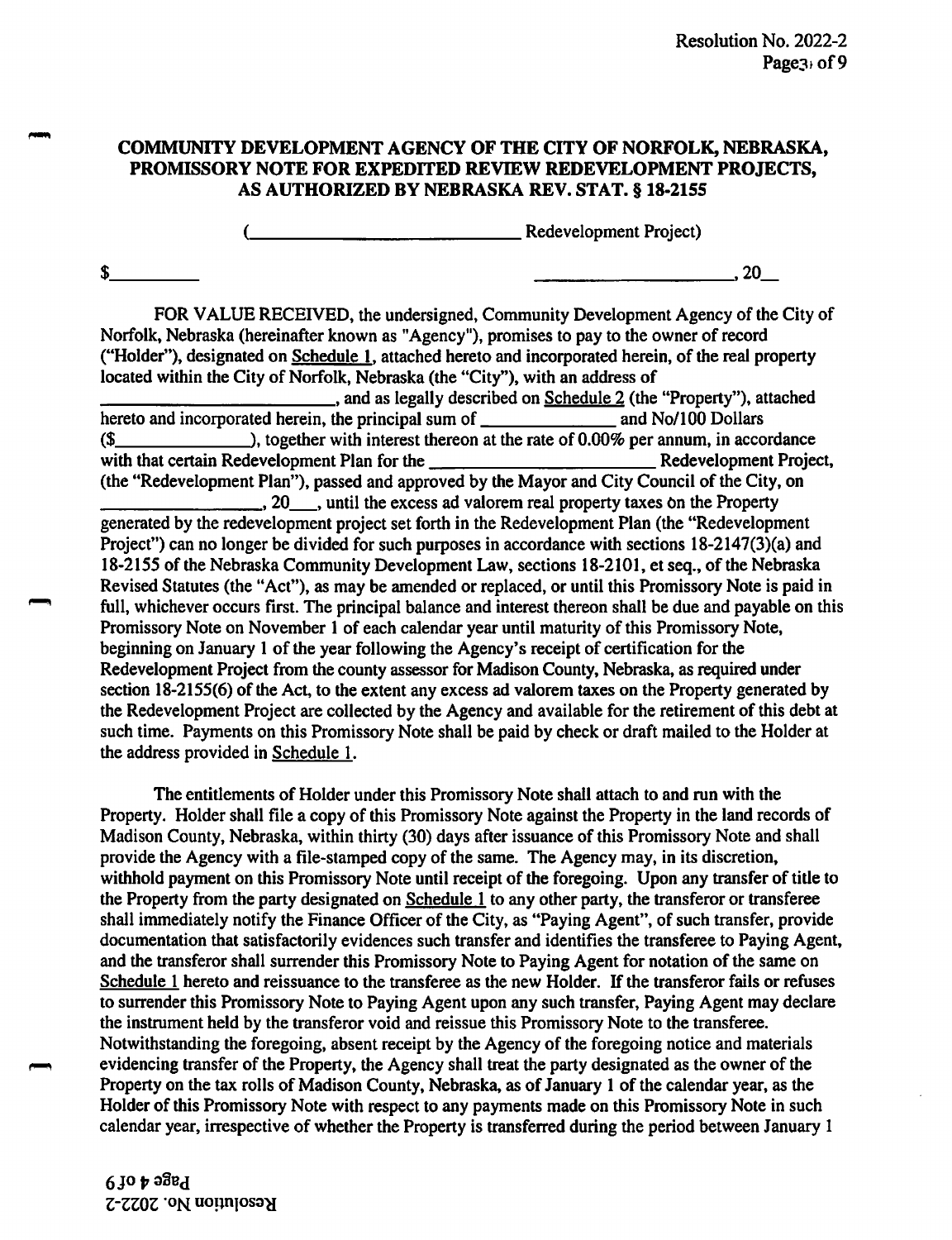**COMMUNITY DEVELOPMENT AGENCY OF THE CITY OF NORFOLK, NEBRASKA, PROMISSORY NOTE FOR EXPEDITED REVIEW REDEVELOPMENT PROJECTS, AS AUTHORIZED BY NEBRASKA REV. STAT. § 18-2155**

(______________________________ Redevelopment Project)

$__________ ______________________, 20__

FOR VALUE RECEIVED, the undersigned, Community Development Agency of the City of Norfolk, Nebraska (hereinafter known as "Agency"), promises to pay to the owner of record ("Holder"), designated on Schedule 1, attached hereto and incorporated herein, of the real property located within the City of Norfolk, Nebraska (the "City"), with an address of ______________________, and as legally described on Schedule 2 (the "Property"), attached hereto and incorporated herein, the principal sum of ______________ and No/100 Dollars ($______________), together with interest thereon at the rate of 0.00% per annum, in accordance with that certain Redevelopment Plan for the ________________________ Redevelopment Project, (the "Redevelopment Plan"), passed and approved by the Mayor and City Council of the City, on __________________, 20___, until the excess ad valorem real property taxes on the Property generated by the redevelopment project set forth in the Redevelopment Plan (the "Redevelopment Project") can no longer be divided for such purposes in accordance with sections 18-2147(3)(a) and 18-2155 of the Nebraska Community Development Law, sections 18-2101, et seq., of the Nebraska Revised Statutes (the "Act"), as may be amended or replaced, or until this Promissory Note is paid in full, whichever occurs first. The principal balance and interest thereon shall be due and payable on this Promissory Note on November 1 of each calendar year until maturity of this Promissory Note, beginning on January 1 of the year following the Agency's receipt of certification for the Redevelopment Project from the county assessor for Madison County, Nebraska, as required under section 18-2155(6) of the Act, to the extent any excess ad valorem taxes on the Property generated by the Redevelopment Project are collected by the Agency and available for the retirement of this debt at such time. Payments on this Promissory Note shall be paid by check or draft mailed to the Holder at the address provided in Schedule 1.

The entitlements of Holder under this Promissory Note shall attach to and run with the Property. Holder shall file a copy of this Promissory Note against the Property in the land records of Madison County, Nebraska, within thirty (30) days after issuance of this Promissory Note and shall provide the Agency with a file-stamped copy of the same. The Agency may, in its discretion, withhold payment on this Promissory Note until receipt of the foregoing. Upon any transfer of title to the Property from the party designated on Schedule 1 to any other party, the transferor or transferee shall immediately notify the Finance Officer of the City, as "Paying Agent", of such transfer, provide documentation that satisfactorily evidences such transfer and identifies the transferee to Paying Agent, and the transferor shall surrender this Promissory Note to Paying Agent for notation of the same on Schedule 1 hereto and reissuance to the transferee as the new Holder. If the transferor fails or refuses to surrender this Promissory Note to Paying Agent upon any such transfer, Paying Agent may declare the instrument held by the transferor void and reissue this Promissory Note to the transferee. Notwithstanding the foregoing, absent receipt by the Agency of the foregoing notice and materials evidencing transfer of the Property, the Agency shall treat the party designated as the owner of the Property on the tax rolls of Madison County, Nebraska, as of January 1 of the calendar year, as the Holder of this Promissory Note with respect to any payments made on this Promissory Note in such calendar year, irrespective of whether the Property is transferred during the period between January 1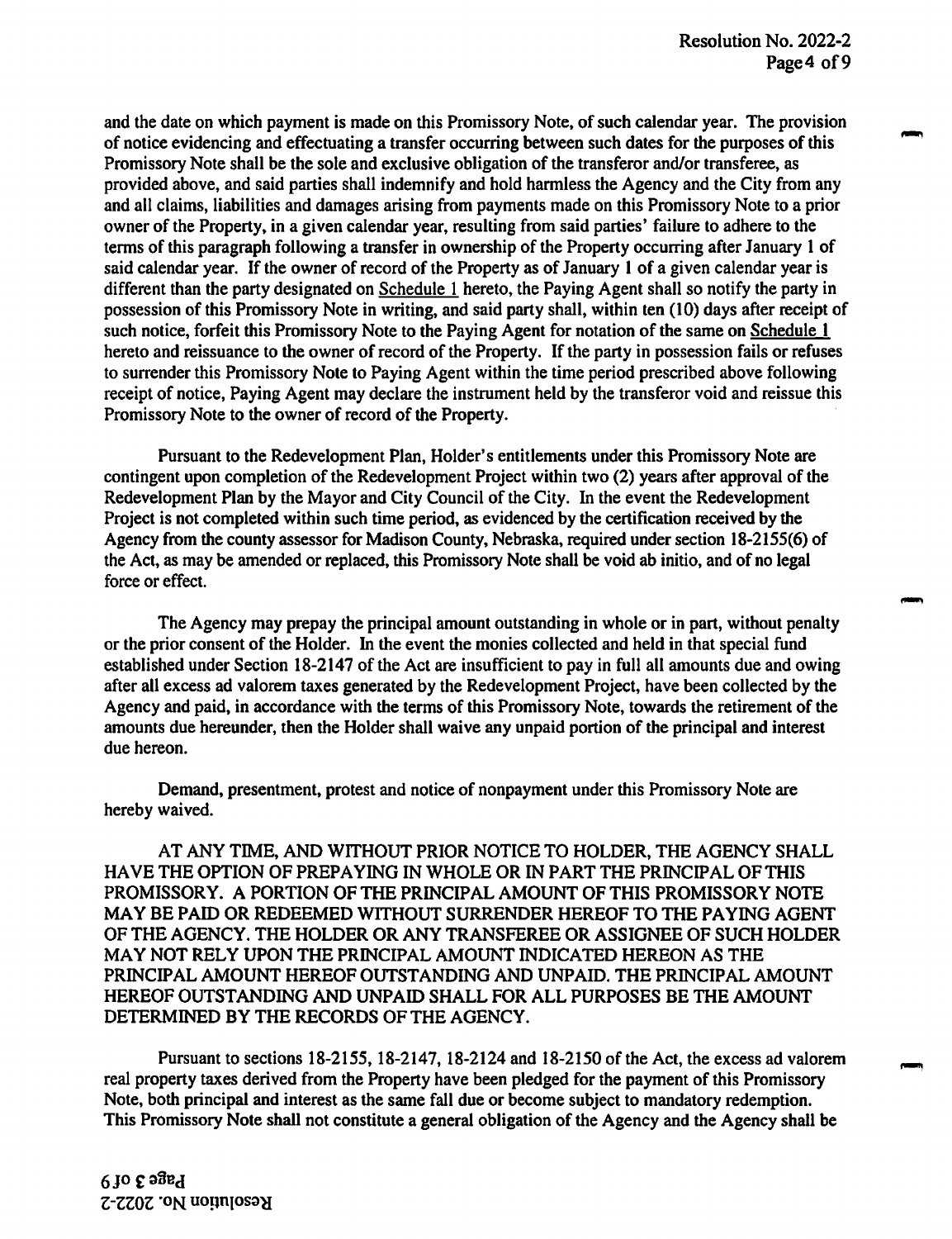and the date on which payment is made on this Promissory Note, of such calendar year. The provision of notice evidencing and effectuating a transfer occurring between such dates for the purposes of this Promissory Note shall be the sole and exclusive obligation of the transferor and/or transferee, as provided above, and said parties shall indemnify and hold harmless the Agency and the City from any and all claims, liabilities and damages arising from payments made on this Promissory Note to a prior owner of the Property, in a given calendar year, resulting from said parties' failure to adhere to the terms of this paragraph following a transfer in ownership of the Property occurring after January 1 of said calendar year. If the owner of record of the Property as of January 1 of a given calendar year is different than the party designated on Schedule 1 hereto, the Paying Agent shall so notify the party in possession of this Promissory Note in writing, and said party shall, within ten (10) days after receipt of such notice, forfeit this Promissory Note to the Paying Agent for notation of the same on Schedule 1 hereto and reissuance to the owner of record of the Property. If the party in possession fails or refuses to surrender this Promissory Note to Paying Agent within the time period prescribed above following receipt of notice, Paying Agent may declare the instrument held by the transferor void and reissue this Promissory Note to the owner of record of the Property.

Pursuant to the Redevelopment Plan, Holder's entitlements under this Promissory Note are contingent upon completion of the Redevelopment Project within two (2) years after approval of the Redevelopment Plan by the Mayor and City Council of the City. In the event the Redevelopment Project is not completed within such time period, as evidenced by the certification received by the Agency from the county assessor for Madison County, Nebraska, required under section 18-2155(6) of the Act, as may be amended or replaced, this Promissory Note shall be void ab initio, and of no legal force or effect.

The Agency may prepay the principal amount outstanding in whole or in part, without penalty or the prior consent of the Holder. In the event the monies collected and held in that special fund established under Section 18-2147 of the Act are insufficient to pay in full all amounts due and owing after all excess ad valorem taxes generated by the Redevelopment Project, have been collected by the Agency and paid, in accordance with the terms of this Promissory Note, towards the retirement of the amounts due hereunder, then the Holder shall waive any unpaid portion of the principal and interest due hereon.

Demand, presentment, protest and notice of nonpayment under this Promissory Note are hereby waived.

AT ANY TIME, AND WITHOUT PRIOR NOTICE TO HOLDER, THE AGENCY SHALL HAVE THE OPTION OF PREPAYING IN WHOLE OR IN PART THE PRINCIPAL OF THIS PROMISSORY. A PORTION OF THE PRINCIPAL AMOUNT OF THIS PROMISSORY NOTE MAY BE PAID OR REDEEMED WITHOUT SURRENDER HEREOF TO THE PAYING AGENT OF THE AGENCY. THE HOLDER OR ANY TRANSFEREE OR ASSIGNEE OF SUCH HOLDER MAY NOT RELY UPON THE PRINCIPAL AMOUNT INDICATED HEREON AS THE PRINCIPAL AMOUNT HEREOF OUTSTANDING AND UNPAID. THE PRINCIPAL AMOUNT HEREOF OUTSTANDING AND UNPAID SHALL FOR ALL PURPOSES BE THE AMOUNT DETERMINED BY THE RECORDS OF THE AGENCY.

Pursuant to sections 18-2155, 18-2147, 18-2124 and 18-2150 of the Act, the excess ad valorem real property taxes derived from the Property have been pledged for the payment of this Promissory Note, both principal and interest as the same fall due or become subject to mandatory redemption. This Promissory Note shall not constitute a general obligation of the Agency and the Agency shall be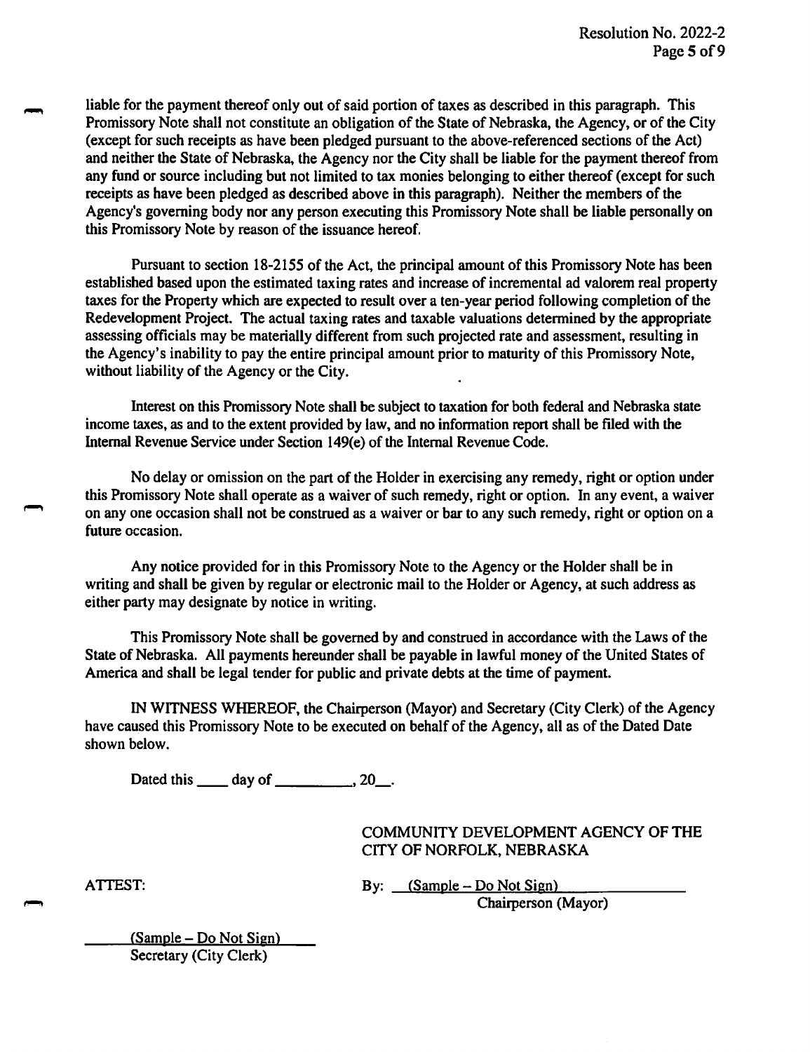liable for the payment thereof only out of said portion of taxes as described in this paragraph. This Promissory Note shall not constitute an obligation of the State of Nebraska, the Agency, or of the City (except for such receipts as have been pledged pursuant to the above-referenced sections of the Act) and neither the State of Nebraska, the Agency nor the City shall be liable for the payment thereof from any fund or source including but not limited to tax monies belonging to either thereof (except for such receipts as have been pledged as described above in this paragraph). Neither the members of the Agency's governing body nor any person executing this Promissory Note shall be liable personally on this Promissory Note by reason of the issuance hereof.

Pursuant to section 18-2155 of the Act, the principal amount of this Promissory Note has been established based upon the estimated taxing rates and increase of incremental ad valorem real property taxes for the Property which are expected to result over a ten-year period following completion of the Redevelopment Project. The actual taxing rates and taxable valuations determined by the appropriate assessing officials may be materially different from such projected rate and assessment, resulting in the Agency's inability to pay the entire principal amount prior to maturity of this Promissory Note, without liability of the Agency or the City.

Interest on this Promissory Note shall be subject to taxation for both federal and Nebraska state income taxes, as and to the extent provided by law, and no information report shall be filed with the Internal Revenue Service under Section 149(e) of the Internal Revenue Code.

No delay or omission on the part of the Holder in exercising any remedy, right or option under this Promissory Note shall operate as a waiver of such remedy, right or option. In any event, a waiver on any one occasion shall not be construed as a waiver or bar to any such remedy, right or option on a future occasion.

Any notice provided for in this Promissory Note to the Agency or the Holder shall be in writing and shall be given by regular or electronic mail to the Holder or Agency, at such address as either party may designate by notice in writing.

This Promissory Note shall be governed by and construed in accordance with the Laws of the State of Nebraska. All payments hereunder shall be payable in lawful money of the United States of America and shall be legal tender for public and private debts at the time of payment.

IN WITNESS WHEREOF, the Chairperson (Mayor) and Secretary (City Clerk) of the Agency have caused this Promissory Note to be executed on behalf of the Agency, all as of the Dated Date shown below.

Dated this ____ day of __________, 20__.

COMMUNITY DEVELOPMENT AGENCY OF THE CITY OF NORFOLK, NEBRASKA

ATTEST:

By: (Sample – Do Not Sign)
Chairperson (Mayor)

(Sample – Do Not Sign)
Secretary (City Clerk)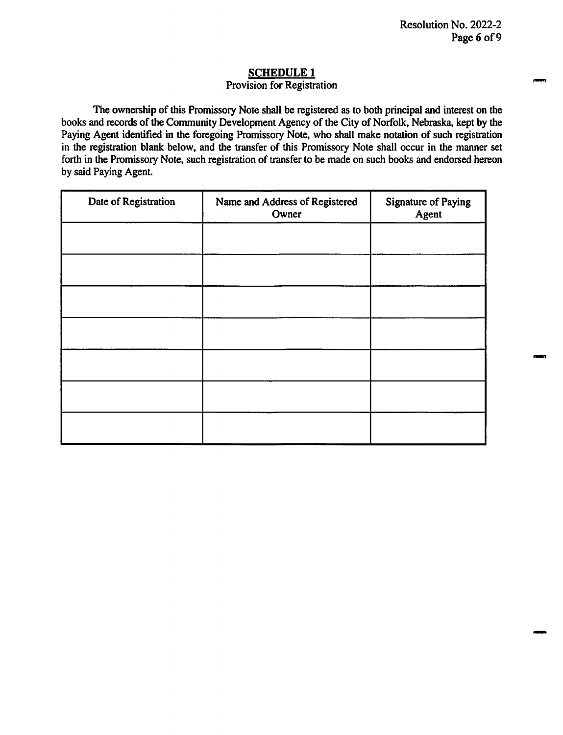## SCHEDULE 1

Provision for Registration

The ownership of this Promissory Note shall be registered as to both principal and interest on the books and records of the Community Development Agency of the City of Norfolk, Nebraska, kept by the Paying Agent identified in the foregoing Promissory Note, who shall make notation of such registration in the registration blank below, and the transfer of this Promissory Note shall occur in the manner set forth in the Promissory Note, such registration of transfer to be made on such books and endorsed hereon by said Paying Agent.

| Date of Registration | Name and Address of Registered Owner | Signature of Paying Agent |
| --- | --- | --- |
| | | |
| | | |
| | | |
| | | |
| | | |
| | | |
| | | |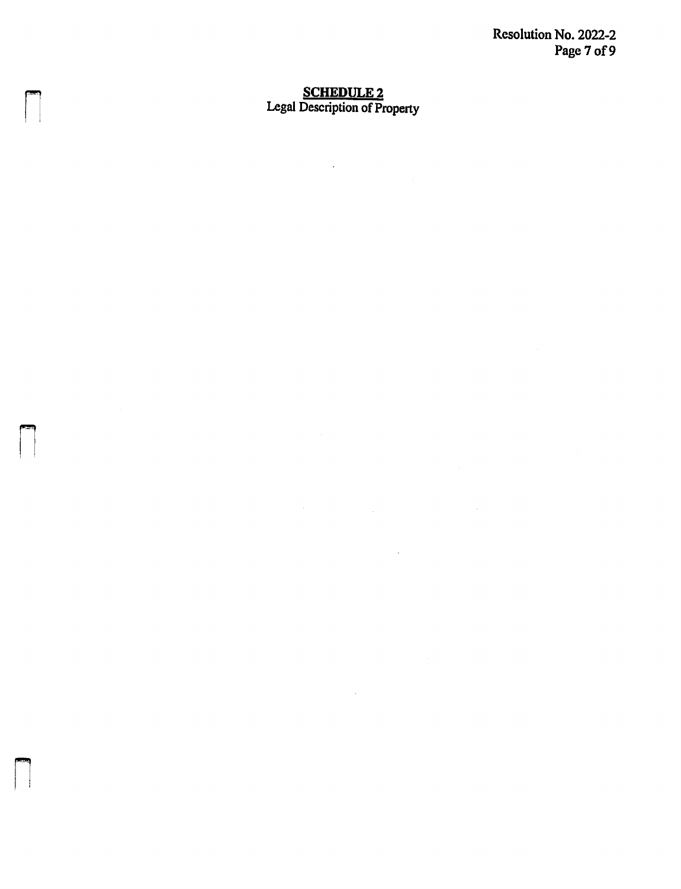**SCHEDULE 2**
Legal Description of Property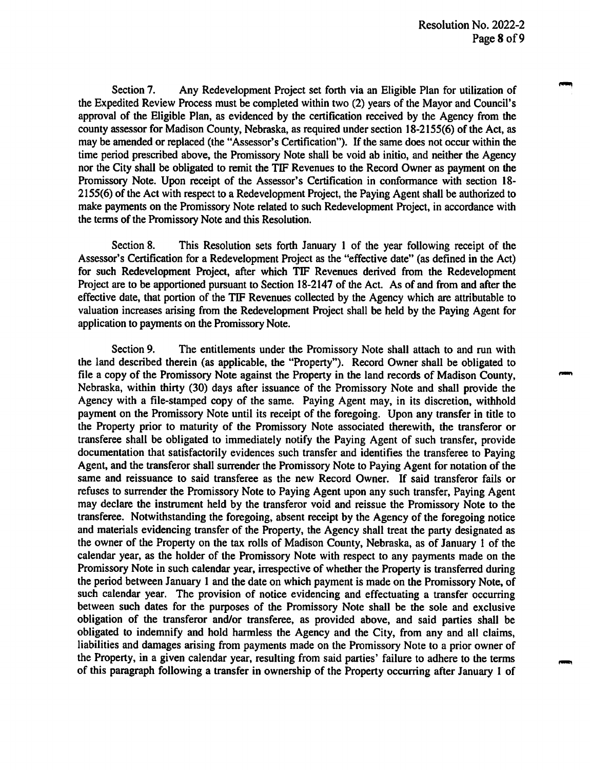Section 7. Any Redevelopment Project set forth via an Eligible Plan for utilization of the Expedited Review Process must be completed within two (2) years of the Mayor and Council's approval of the Eligible Plan, as evidenced by the certification received by the Agency from the county assessor for Madison County, Nebraska, as required under section 18-2155(6) of the Act, as may be amended or replaced (the "Assessor's Certification"). If the same does not occur within the time period prescribed above, the Promissory Note shall be void ab initio, and neither the Agency nor the City shall be obligated to remit the TIF Revenues to the Record Owner as payment on the Promissory Note. Upon receipt of the Assessor's Certification in conformance with section 18-2155(6) of the Act with respect to a Redevelopment Project, the Paying Agent shall be authorized to make payments on the Promissory Note related to such Redevelopment Project, in accordance with the terms of the Promissory Note and this Resolution.

Section 8. This Resolution sets forth January 1 of the year following receipt of the Assessor's Certification for a Redevelopment Project as the "effective date" (as defined in the Act) for such Redevelopment Project, after which TIF Revenues derived from the Redevelopment Project are to be apportioned pursuant to Section 18-2147 of the Act. As of and from and after the effective date, that portion of the TIF Revenues collected by the Agency which are attributable to valuation increases arising from the Redevelopment Project shall be held by the Paying Agent for application to payments on the Promissory Note.

Section 9. The entitlements under the Promissory Note shall attach to and run with the land described therein (as applicable, the "Property"). Record Owner shall be obligated to file a copy of the Promissory Note against the Property in the land records of Madison County, Nebraska, within thirty (30) days after issuance of the Promissory Note and shall provide the Agency with a file-stamped copy of the same. Paying Agent may, in its discretion, withhold payment on the Promissory Note until its receipt of the foregoing. Upon any transfer in title to the Property prior to maturity of the Promissory Note associated therewith, the transferor or transferee shall be obligated to immediately notify the Paying Agent of such transfer, provide documentation that satisfactorily evidences such transfer and identifies the transferee to Paying Agent, and the transferor shall surrender the Promissory Note to Paying Agent for notation of the same and reissuance to said transferee as the new Record Owner. If said transferor fails or refuses to surrender the Promissory Note to Paying Agent upon any such transfer, Paying Agent may declare the instrument held by the transferor void and reissue the Promissory Note to the transferee. Notwithstanding the foregoing, absent receipt by the Agency of the foregoing notice and materials evidencing transfer of the Property, the Agency shall treat the party designated as the owner of the Property on the tax rolls of Madison County, Nebraska, as of January 1 of the calendar year, as the holder of the Promissory Note with respect to any payments made on the Promissory Note in such calendar year, irrespective of whether the Property is transferred during the period between January 1 and the date on which payment is made on the Promissory Note, of such calendar year. The provision of notice evidencing and effectuating a transfer occurring between such dates for the purposes of the Promissory Note shall be the sole and exclusive obligation of the transferor and/or transferee, as provided above, and said parties shall be obligated to indemnify and hold harmless the Agency and the City, from any and all claims, liabilities and damages arising from payments made on the Promissory Note to a prior owner of the Property, in a given calendar year, resulting from said parties' failure to adhere to the terms of this paragraph following a transfer in ownership of the Property occurring after January 1 of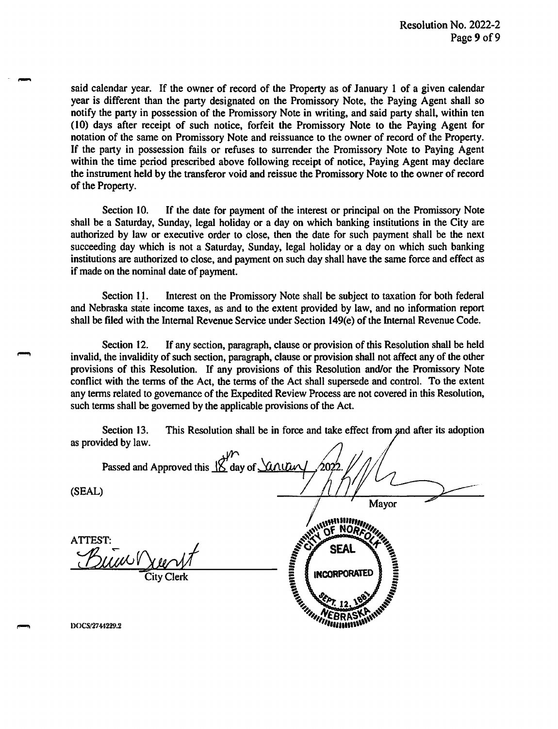said calendar year. If the owner of record of the Property as of January 1 of a given calendar year is different than the party designated on the Promissory Note, the Paying Agent shall so notify the party in possession of the Promissory Note in writing, and said party shall, within ten (10) days after receipt of such notice, forfeit the Promissory Note to the Paying Agent for notation of the same on Promissory Note and reissuance to the owner of record of the Property. If the party in possession fails or refuses to surrender the Promissory Note to Paying Agent within the time period prescribed above following receipt of notice, Paying Agent may declare the instrument held by the transferor void and reissue the Promissory Note to the owner of record of the Property.

Section 10. If the date for payment of the interest or principal on the Promissory Note shall be a Saturday, Sunday, legal holiday or a day on which banking institutions in the City are authorized by law or executive order to close, then the date for such payment shall be the next succeeding day which is not a Saturday, Sunday, legal holiday or a day on which such banking institutions are authorized to close, and payment on such day shall have the same force and effect as if made on the nominal date of payment.

Section 11. Interest on the Promissory Note shall be subject to taxation for both federal and Nebraska state income taxes, as and to the extent provided by law, and no information report shall be filed with the Internal Revenue Service under Section 149(e) of the Internal Revenue Code.

Section 12. If any section, paragraph, clause or provision of this Resolution shall be held invalid, the invalidity of such section, paragraph, clause or provision shall not affect any of the other provisions of this Resolution. If any provisions of this Resolution and/or the Promissory Note conflict with the terms of the Act, the terms of the Act shall supersede and control. To the extent any terms related to governance of the Expedited Review Process are not covered in this Resolution, such terms shall be governed by the applicable provisions of the Act.

Section 13. This Resolution shall be in force and take effect from and after its adoption as provided by law.

Passed and Approved this 18th day of January, 2022.

(SEAL)

Mayor

CITY OF NORFOLK SEAL INCORPORATED SEPT. 12, 1881 NEBRASKA

ATTEST:

City Clerk

DOCS/2744229.2